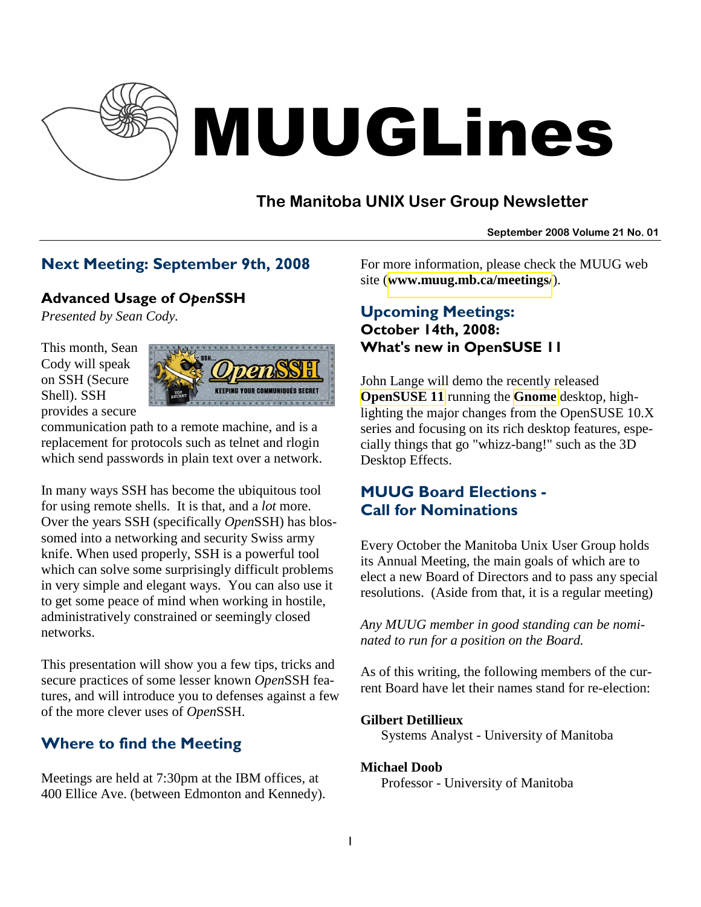# MUUGLines

## The Manitoba UNIX User Group Newsletter

September 2008 Volume 21 No. 01

## Next Meeting: September 9th, 2008

### Advanced Usage of *Open*SSH

*Presented by Sean Cody.*

This month, Sean Cody will speak on SSH (Secure Shell). SSH provides a secure communication path to a remote machine, and is a replacement for protocols such as telnet and rlogin which send passwords in plain text over a network.

In many ways SSH has become the ubiquitous tool for using remote shells. It is that, and a *lot* more. Over the years SSH (specifically *Open*SSH) has blossomed into a networking and security Swiss army knife. When used properly, SSH is a powerful tool which can solve some surprisingly difficult problems in very simple and elegant ways. You can also use it to get some peace of mind when working in hostile, administratively constrained or seemingly closed networks.

This presentation will show you a few tips, tricks and secure practices of some lesser known *Open*SSH features, and will introduce you to defenses against a few of the more clever uses of *Open*SSH.

## Where to find the Meeting

Meetings are held at 7:30pm at the IBM offices, at 400 Ellice Ave. (between Edmonton and Kennedy).

For more information, please check the MUUG web site (**www.muug.mb.ca/meetings/**).

## Upcoming Meetings:

### October 14th, 2008: What's new in OpenSUSE 11

John Lange will demo the recently released **OpenSUSE 11** running the **Gnome** desktop, highlighting the major changes from the OpenSUSE 10.X series and focusing on its rich desktop features, especially things that go "whizz-bang!" such as the 3D Desktop Effects.

## MUUG Board Elections - Call for Nominations

Every October the Manitoba Unix User Group holds its Annual Meeting, the main goals of which are to elect a new Board of Directors and to pass any special resolutions. (Aside from that, it is a regular meeting)

*Any MUUG member in good standing can be nominated to run for a position on the Board.*

As of this writing, the following members of the current Board have let their names stand for re-election:

**Gilbert Detillieux**
Systems Analyst - University of Manitoba

**Michael Doob**
Professor - University of Manitoba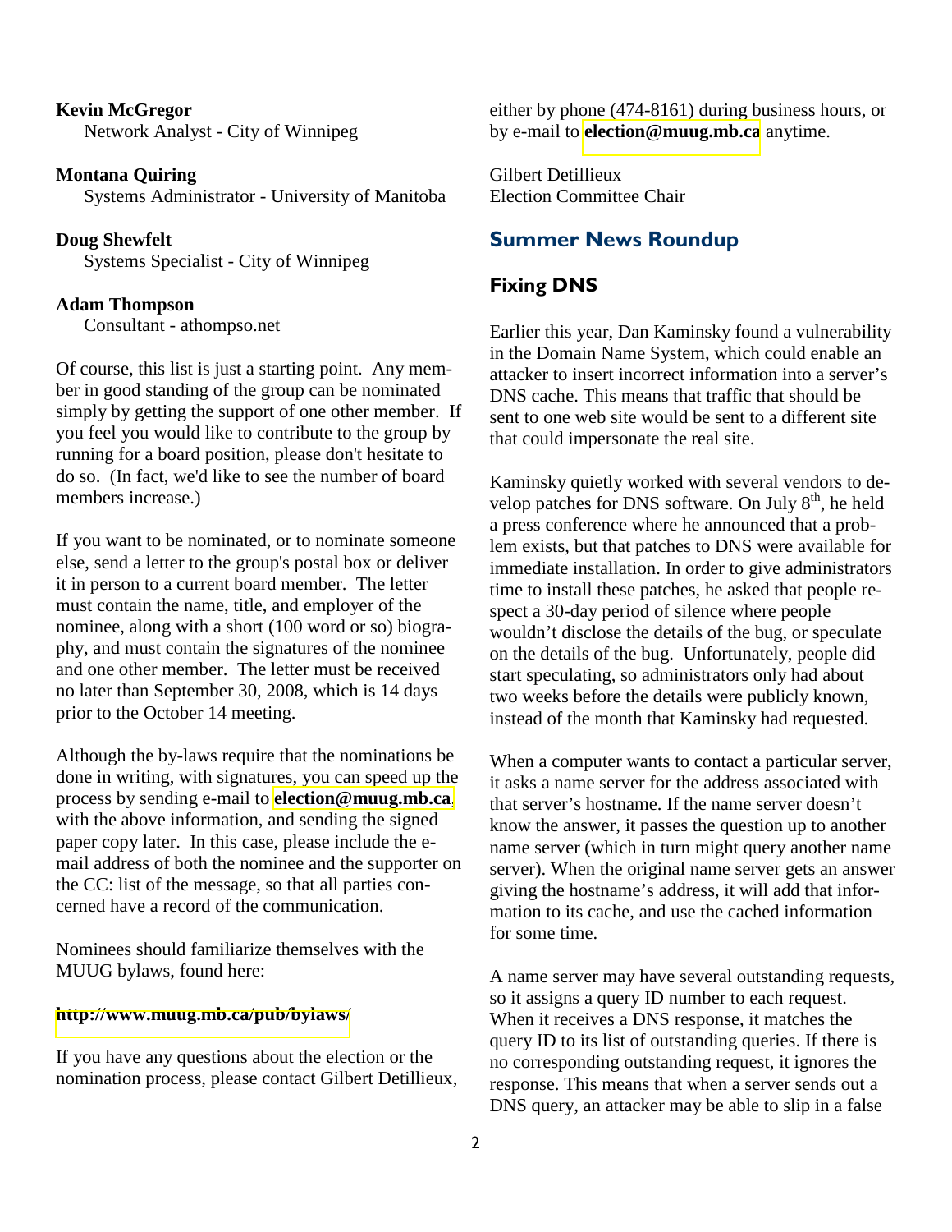**Kevin McGregor**
Network Analyst - City of Winnipeg

**Montana Quiring**
Systems Administrator - University of Manitoba

**Doug Shewfelt**
Systems Specialist - City of Winnipeg

**Adam Thompson**
Consultant - athompso.net

Of course, this list is just a starting point. Any member in good standing of the group can be nominated simply by getting the support of one other member. If you feel you would like to contribute to the group by running for a board position, please don't hesitate to do so. (In fact, we'd like to see the number of board members increase.)

If you want to be nominated, or to nominate someone else, send a letter to the group's postal box or deliver it in person to a current board member. The letter must contain the name, title, and employer of the nominee, along with a short (100 word or so) biography, and must contain the signatures of the nominee and one other member. The letter must be received no later than September 30, 2008, which is 14 days prior to the October 14 meeting.

Although the by-laws require that the nominations be done in writing, with signatures, you can speed up the process by sending e-mail to **election@muug.mb.ca**, with the above information, and sending the signed paper copy later. In this case, please include the e-mail address of both the nominee and the supporter on the CC: list of the message, so that all parties concerned have a record of the communication.

Nominees should familiarize themselves with the MUUG bylaws, found here:

**http://www.muug.mb.ca/pub/bylaws/**

If you have any questions about the election or the nomination process, please contact Gilbert Detillieux, either by phone (474-8161) during business hours, or by e-mail to **election@muug.mb.ca** anytime.

Gilbert Detillieux
Election Committee Chair

## Summer News Roundup

### Fixing DNS

Earlier this year, Dan Kaminsky found a vulnerability in the Domain Name System, which could enable an attacker to insert incorrect information into a server's DNS cache. This means that traffic that should be sent to one web site would be sent to a different site that could impersonate the real site.

Kaminsky quietly worked with several vendors to develop patches for DNS software. On July 8th, he held a press conference where he announced that a problem exists, but that patches to DNS were available for immediate installation. In order to give administrators time to install these patches, he asked that people respect a 30-day period of silence where people wouldn't disclose the details of the bug, or speculate on the details of the bug. Unfortunately, people did start speculating, so administrators only had about two weeks before the details were publicly known, instead of the month that Kaminsky had requested.

When a computer wants to contact a particular server, it asks a name server for the address associated with that server's hostname. If the name server doesn't know the answer, it passes the question up to another name server (which in turn might query another name server). When the original name server gets an answer giving the hostname's address, it will add that information to its cache, and use the cached information for some time.

A name server may have several outstanding requests, so it assigns a query ID number to each request. When it receives a DNS response, it matches the query ID to its list of outstanding queries. If there is no corresponding outstanding request, it ignores the response. This means that when a server sends out a DNS query, an attacker may be able to slip in a false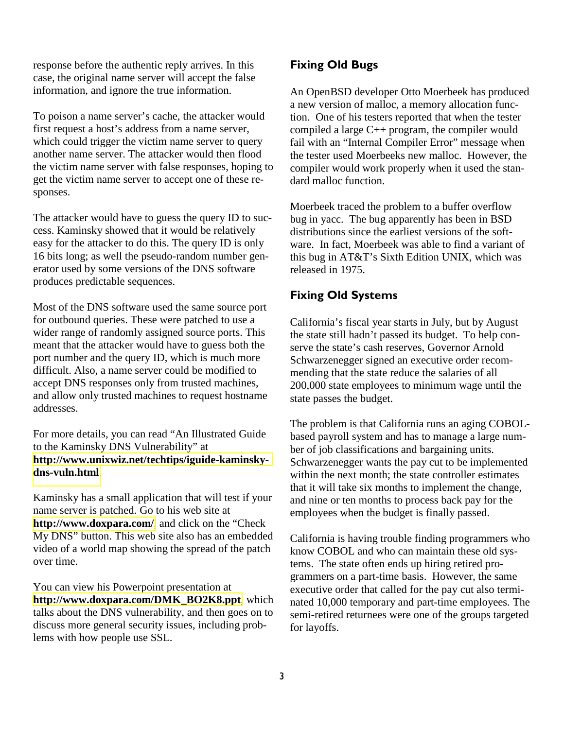response before the authentic reply arrives. In this case, the original name server will accept the false information, and ignore the true information.

To poison a name server's cache, the attacker would first request a host's address from a name server, which could trigger the victim name server to query another name server. The attacker would then flood the victim name server with false responses, hoping to get the victim name server to accept one of these responses.

The attacker would have to guess the query ID to success. Kaminsky showed that it would be relatively easy for the attacker to do this. The query ID is only 16 bits long; as well the pseudo-random number generator used by some versions of the DNS software produces predictable sequences.

Most of the DNS software used the same source port for outbound queries. These were patched to use a wider range of randomly assigned source ports. This meant that the attacker would have to guess both the port number and the query ID, which is much more difficult. Also, a name server could be modified to accept DNS responses only from trusted machines, and allow only trusted machines to request hostname addresses.

For more details, you can read "An Illustrated Guide to the Kaminsky DNS Vulnerability" at **http://www.unixwiz.net/techtips/iguide-kaminsky-dns-vuln.html**.

Kaminsky has a small application that will test if your name server is patched. Go to his web site at **http://www.doxpara.com/** and click on the "Check My DNS" button. This web site also has an embedded video of a world map showing the spread of the patch over time.

You can view his Powerpoint presentation at **http://www.doxpara.com/DMK_BO2K8.ppt** which talks about the DNS vulnerability, and then goes on to discuss more general security issues, including problems with how people use SSL.

## Fixing Old Bugs

An OpenBSD developer Otto Moerbeek has produced a new version of malloc, a memory allocation function. One of his testers reported that when the tester compiled a large C++ program, the compiler would fail with an "Internal Compiler Error" message when the tester used Moerbeeks new malloc. However, the compiler would work properly when it used the standard malloc function.

Moerbeek traced the problem to a buffer overflow bug in yacc. The bug apparently has been in BSD distributions since the earliest versions of the software. In fact, Moerbeek was able to find a variant of this bug in AT&T's Sixth Edition UNIX, which was released in 1975.

## Fixing Old Systems

California's fiscal year starts in July, but by August the state still hadn't passed its budget. To help conserve the state's cash reserves, Governor Arnold Schwarzenegger signed an executive order recommending that the state reduce the salaries of all 200,000 state employees to minimum wage until the state passes the budget.

The problem is that California runs an aging COBOL-based payroll system and has to manage a large number of job classifications and bargaining units. Schwarzenegger wants the pay cut to be implemented within the next month; the state controller estimates that it will take six months to implement the change, and nine or ten months to process back pay for the employees when the budget is finally passed.

California is having trouble finding programmers who know COBOL and who can maintain these old systems. The state often ends up hiring retired programmers on a part-time basis. However, the same executive order that called for the pay cut also terminated 10,000 temporary and part-time employees. The semi-retired returnees were one of the groups targeted for layoffs.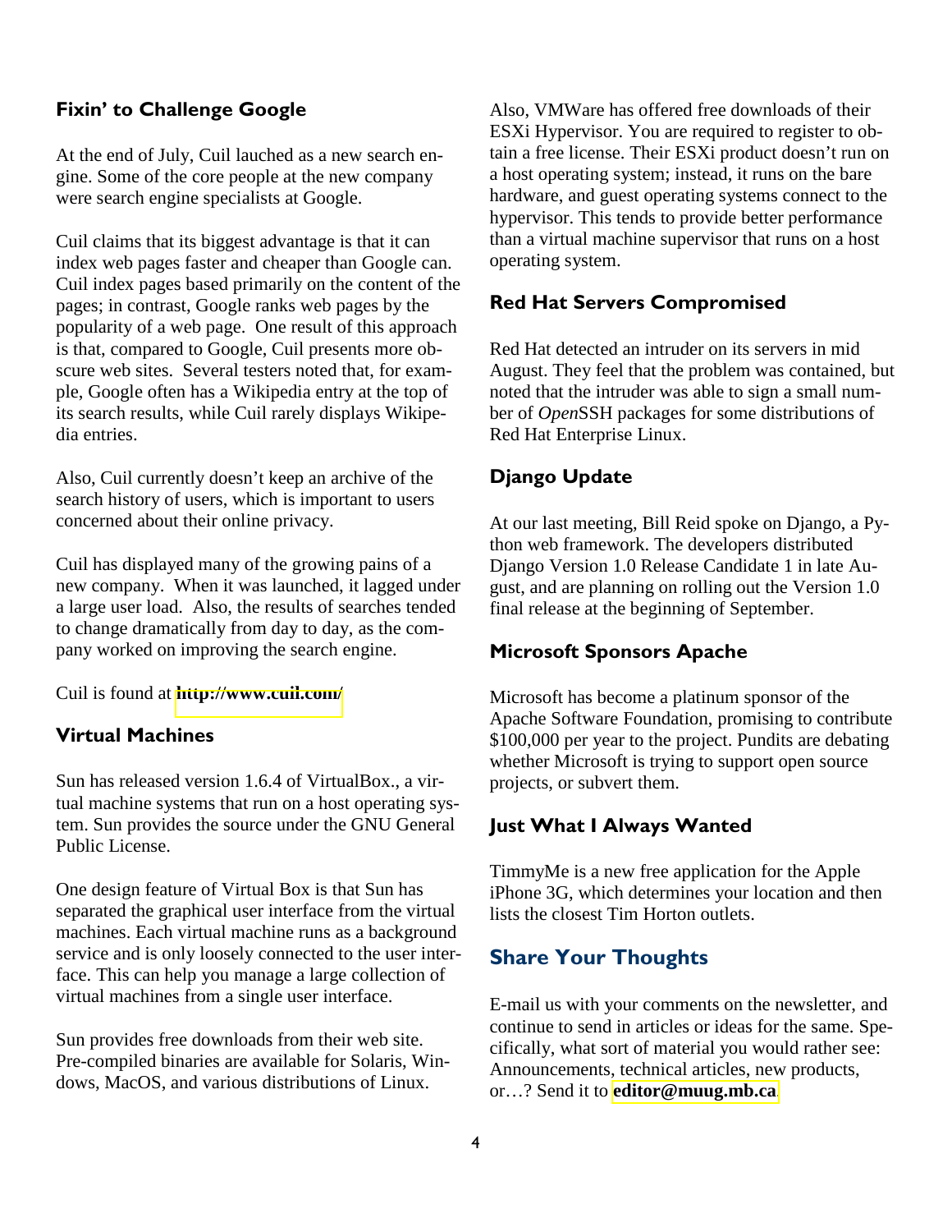## Fixin' to Challenge Google

At the end of July, Cuil lauched as a new search engine. Some of the core people at the new company were search engine specialists at Google.

Cuil claims that its biggest advantage is that it can index web pages faster and cheaper than Google can. Cuil index pages based primarily on the content of the pages; in contrast, Google ranks web pages by the popularity of a web page. One result of this approach is that, compared to Google, Cuil presents more obscure web sites. Several testers noted that, for example, Google often has a Wikipedia entry at the top of its search results, while Cuil rarely displays Wikipedia entries.

Also, Cuil currently doesn't keep an archive of the search history of users, which is important to users concerned about their online privacy.

Cuil has displayed many of the growing pains of a new company. When it was launched, it lagged under a large user load. Also, the results of searches tended to change dramatically from day to day, as the company worked on improving the search engine.

Cuil is found at **http://www.cuil.com/**

## Virtual Machines

Sun has released version 1.6.4 of VirtualBox., a virtual machine systems that run on a host operating system. Sun provides the source under the GNU General Public License.

One design feature of Virtual Box is that Sun has separated the graphical user interface from the virtual machines. Each virtual machine runs as a background service and is only loosely connected to the user interface. This can help you manage a large collection of virtual machines from a single user interface.

Sun provides free downloads from their web site. Pre-compiled binaries are available for Solaris, Windows, MacOS, and various distributions of Linux.

Also, VMWare has offered free downloads of their ESXi Hypervisor. You are required to register to obtain a free license. Their ESXi product doesn't run on a host operating system; instead, it runs on the bare hardware, and guest operating systems connect to the hypervisor. This tends to provide better performance than a virtual machine supervisor that runs on a host operating system.

## Red Hat Servers Compromised

Red Hat detected an intruder on its servers in mid August. They feel that the problem was contained, but noted that the intruder was able to sign a small number of *Open*SSH packages for some distributions of Red Hat Enterprise Linux.

## Django Update

At our last meeting, Bill Reid spoke on Django, a Python web framework. The developers distributed Django Version 1.0 Release Candidate 1 in late August, and are planning on rolling out the Version 1.0 final release at the beginning of September.

## Microsoft Sponsors Apache

Microsoft has become a platinum sponsor of the Apache Software Foundation, promising to contribute $100,000 per year to the project. Pundits are debating whether Microsoft is trying to support open source projects, or subvert them.

## Just What I Always Wanted

TimmyMe is a new free application for the Apple iPhone 3G, which determines your location and then lists the closest Tim Horton outlets.

## Share Your Thoughts

E-mail us with your comments on the newsletter, and continue to send in articles or ideas for the same. Specifically, what sort of material you would rather see: Announcements, technical articles, new products, or…? Send it to **editor@muug.mb.ca**